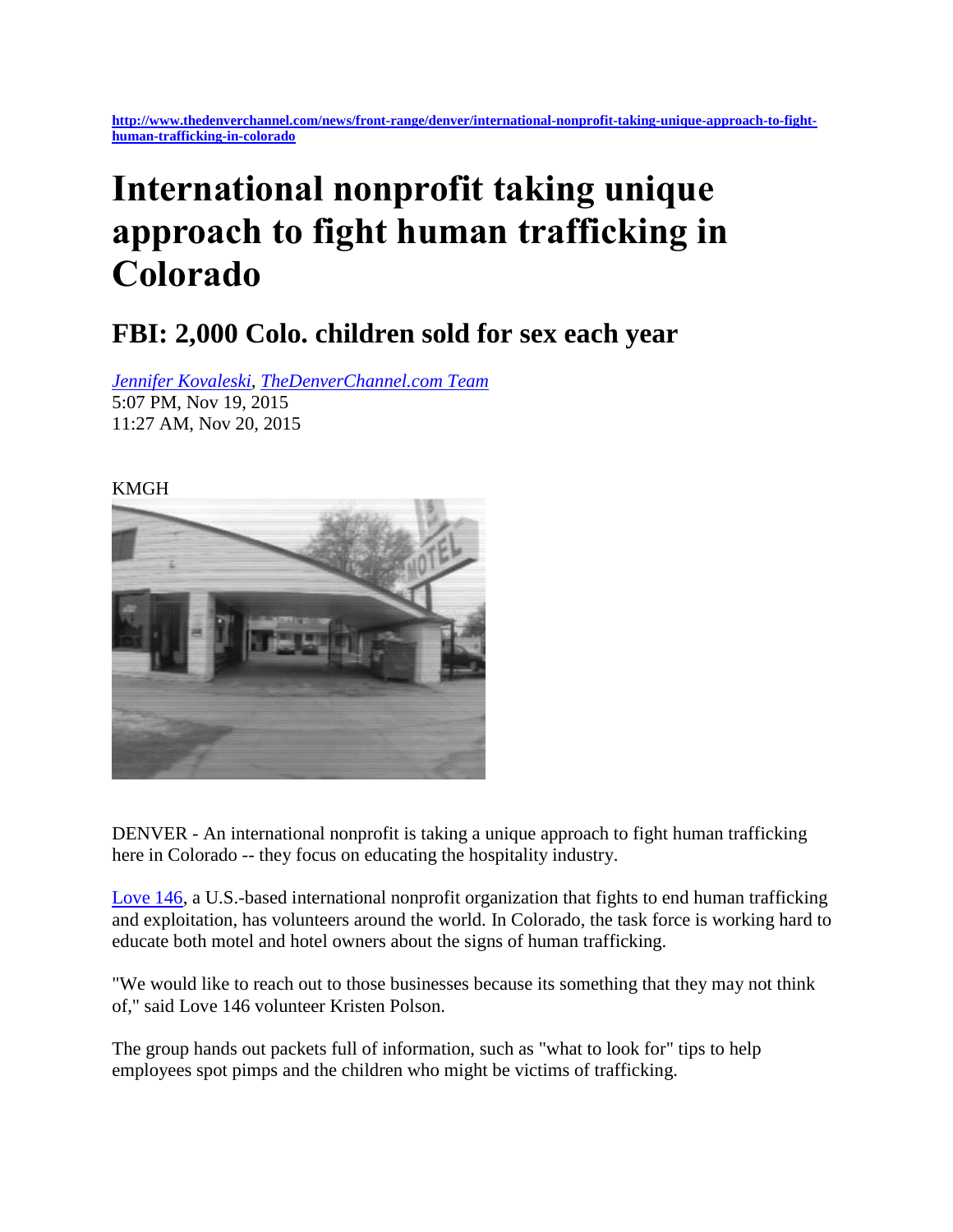http://www.thedenverchannel.com/news/front-range/denver/international-nonprofit-taking-unique-approach-to-fight-human-trafficking-in-colorado

# International nonprofit taking unique approach to fight human trafficking in Colorado

## FBI: 2,000 Colo. children sold for sex each year

*Jennifer Kovaleski, TheDenverChannel.com Team*
5:07 PM, Nov 19, 2015
11:27 AM, Nov 20, 2015

KMGH

DENVER - An international nonprofit is taking a unique approach to fight human trafficking here in Colorado -- they focus on educating the hospitality industry.

Love 146, a U.S.-based international nonprofit organization that fights to end human trafficking and exploitation, has volunteers around the world. In Colorado, the task force is working hard to educate both motel and hotel owners about the signs of human trafficking.

"We would like to reach out to those businesses because its something that they may not think of," said Love 146 volunteer Kristen Polson.

The group hands out packets full of information, such as "what to look for" tips to help employees spot pimps and the children who might be victims of trafficking.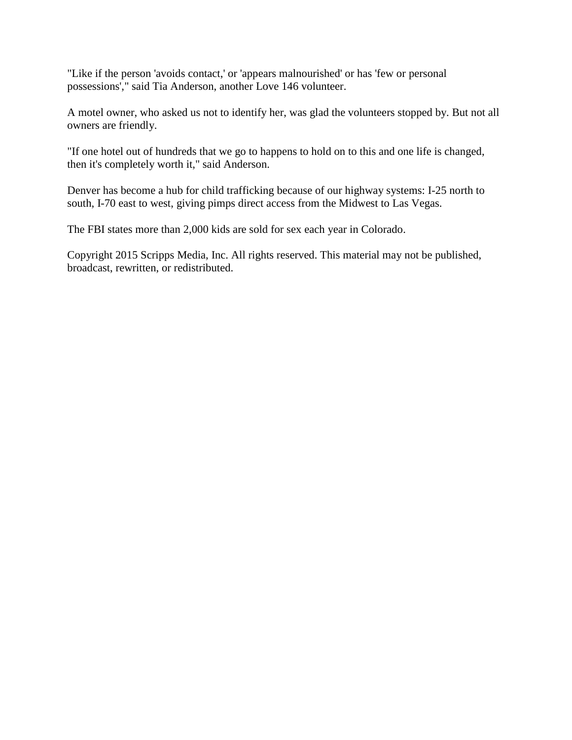"Like if the person 'avoids contact,' or 'appears malnourished' or has 'few or personal possessions'," said Tia Anderson, another Love 146 volunteer.

A motel owner, who asked us not to identify her, was glad the volunteers stopped by. But not all owners are friendly.

"If one hotel out of hundreds that we go to happens to hold on to this and one life is changed, then it's completely worth it," said Anderson.

Denver has become a hub for child trafficking because of our highway systems: I-25 north to south, I-70 east to west, giving pimps direct access from the Midwest to Las Vegas.

The FBI states more than 2,000 kids are sold for sex each year in Colorado.

Copyright 2015 Scripps Media, Inc. All rights reserved. This material may not be published, broadcast, rewritten, or redistributed.